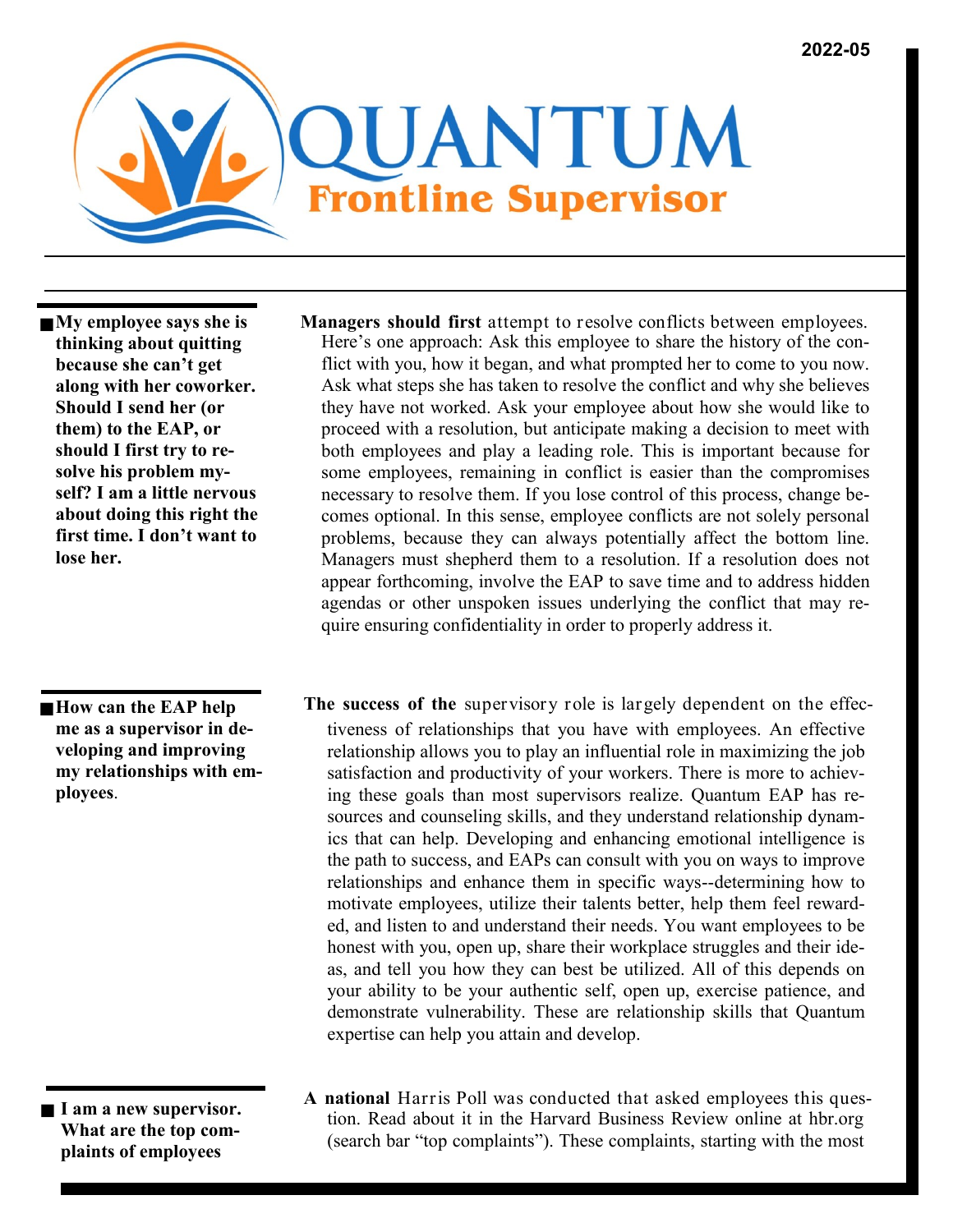2022-05

# QUANTUM

## Frontline Supervisor

**My employee says she is thinking about quitting because she can't get along with her coworker. Should I send her (or them) to the EAP, or should I first try to resolve his problem myself? I am a little nervous about doing this right the first time. I don't want to lose her.**

**Managers should first** attempt to resolve conflicts between employees. Here's one approach: Ask this employee to share the history of the conflict with you, how it began, and what prompted her to come to you now. Ask what steps she has taken to resolve the conflict and why she believes they have not worked. Ask your employee about how she would like to proceed with a resolution, but anticipate making a decision to meet with both employees and play a leading role. This is important because for some employees, remaining in conflict is easier than the compromises necessary to resolve them. If you lose control of this process, change becomes optional. In this sense, employee conflicts are not solely personal problems, because they can always potentially affect the bottom line. Managers must shepherd them to a resolution. If a resolution does not appear forthcoming, involve the EAP to save time and to address hidden agendas or other unspoken issues underlying the conflict that may require ensuring confidentiality in order to properly address it.

**How can the EAP help me as a supervisor in developing and improving my relationships with employees.**

**The success of the** supervisory role is largely dependent on the effectiveness of relationships that you have with employees. An effective relationship allows you to play an influential role in maximizing the job satisfaction and productivity of your workers. There is more to achieving these goals than most supervisors realize. Quantum EAP has resources and counseling skills, and they understand relationship dynamics that can help. Developing and enhancing emotional intelligence is the path to success, and EAPs can consult with you on ways to improve relationships and enhance them in specific ways--determining how to motivate employees, utilize their talents better, help them feel rewarded, and listen to and understand their needs. You want employees to be honest with you, open up, share their workplace struggles and their ideas, and tell you how they can best be utilized. All of this depends on your ability to be your authentic self, open up, exercise patience, and demonstrate vulnerability. These are relationship skills that Quantum expertise can help you attain and develop.

**I am a new supervisor. What are the top complaints of employees**

**A national** Harris Poll was conducted that asked employees this question. Read about it in the Harvard Business Review online at hbr.org (search bar "top complaints"). These complaints, starting with the most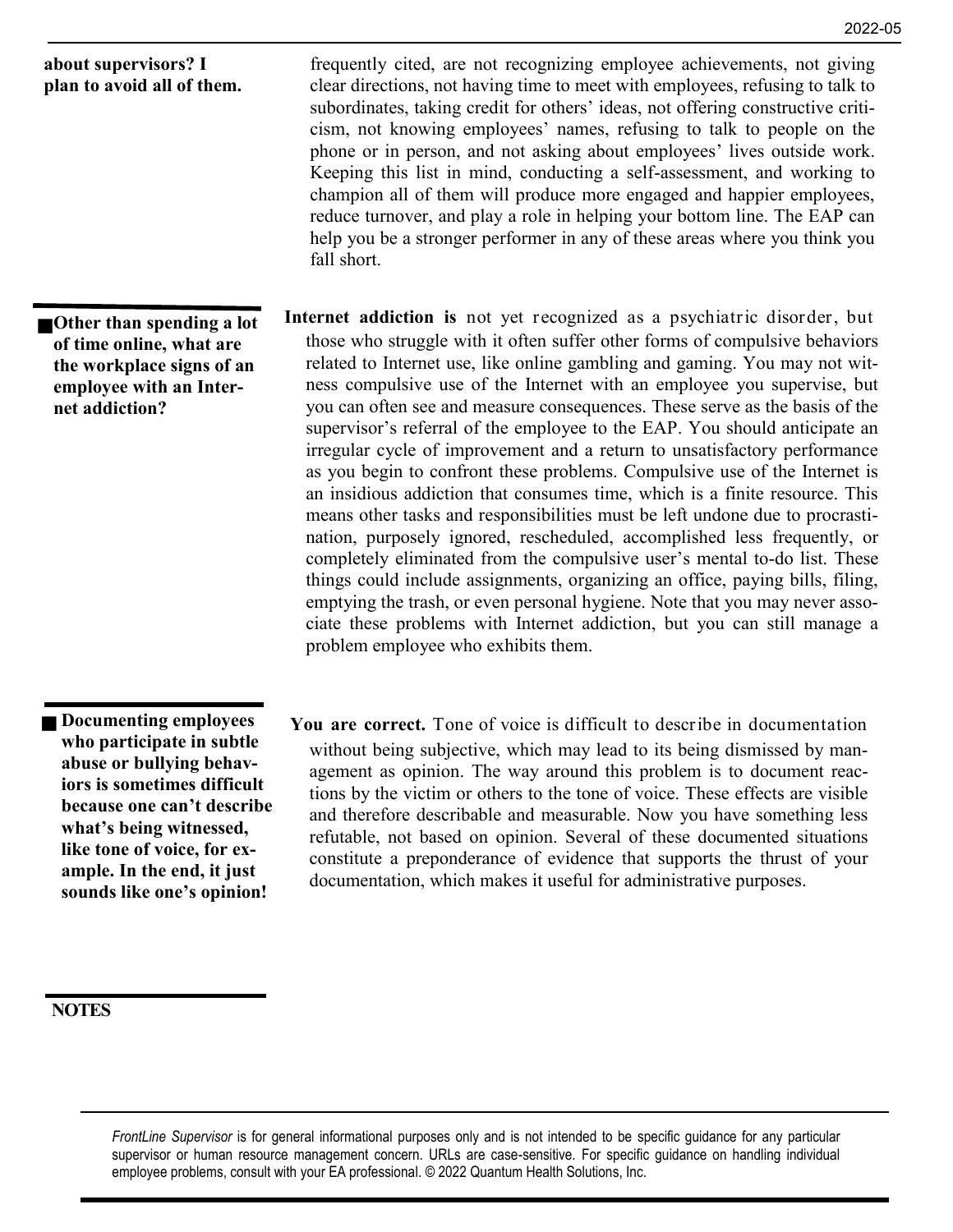**about supervisors? I plan to avoid all of them.**

frequently cited, are not recognizing employee achievements, not giving clear directions, not having time to meet with employees, refusing to talk to subordinates, taking credit for others' ideas, not offering constructive criticism, not knowing employees' names, refusing to talk to people on the phone or in person, and not asking about employees' lives outside work. Keeping this list in mind, conducting a self-assessment, and working to champion all of them will produce more engaged and happier employees, reduce turnover, and play a role in helping your bottom line. The EAP can help you be a stronger performer in any of these areas where you think you fall short.

**Other than spending a lot of time online, what are the workplace signs of an employee with an Internet addiction?**

**Internet addiction is** not yet recognized as a psychiatric disorder, but those who struggle with it often suffer other forms of compulsive behaviors related to Internet use, like online gambling and gaming. You may not witness compulsive use of the Internet with an employee you supervise, but you can often see and measure consequences. These serve as the basis of the supervisor's referral of the employee to the EAP. You should anticipate an irregular cycle of improvement and a return to unsatisfactory performance as you begin to confront these problems. Compulsive use of the Internet is an insidious addiction that consumes time, which is a finite resource. This means other tasks and responsibilities must be left undone due to procrastination, purposely ignored, rescheduled, accomplished less frequently, or completely eliminated from the compulsive user's mental to-do list. These things could include assignments, organizing an office, paying bills, filing, emptying the trash, or even personal hygiene. Note that you may never associate these problems with Internet addiction, but you can still manage a problem employee who exhibits them.

**Documenting employees who participate in subtle abuse or bullying behaviors is sometimes difficult because one can't describe what's being witnessed, like tone of voice, for example. In the end, it just sounds like one's opinion!**

**You are correct.** Tone of voice is difficult to describe in documentation without being subjective, which may lead to its being dismissed by management as opinion. The way around this problem is to document reactions by the victim or others to the tone of voice. These effects are visible and therefore describable and measurable. Now you have something less refutable, not based on opinion. Several of these documented situations constitute a preponderance of evidence that supports the thrust of your documentation, which makes it useful for administrative purposes.

**NOTES**

*FrontLine Supervisor* is for general informational purposes only and is not intended to be specific guidance for any particular supervisor or human resource management concern. URLs are case-sensitive. For specific guidance on handling individual employee problems, consult with your EA professional. © 2022 Quantum Health Solutions, Inc.